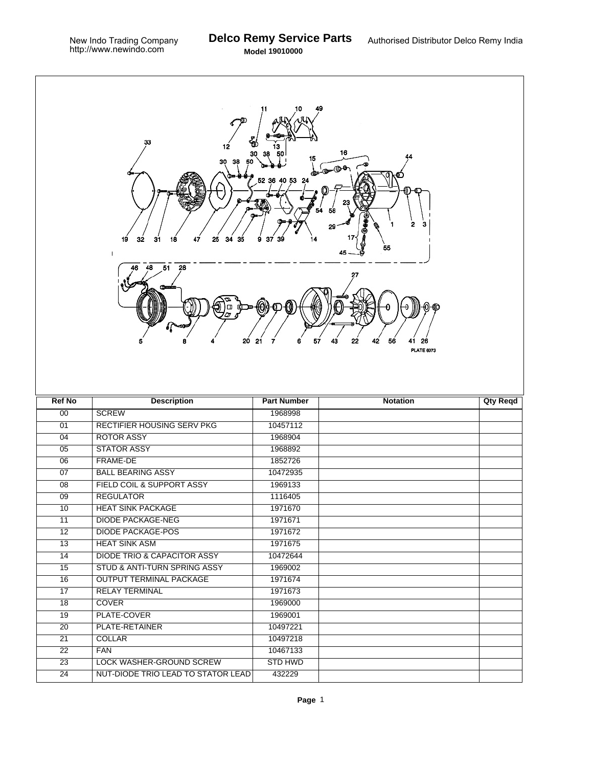New Indo Trading Company
http://www.newindo.com

# Delco Remy Service Parts

**Model 19010000**

Authorised Distributor Delco Remy India

| Ref No | Description | Part Number | Notation | Qty Reqd |
|---|---|---|---|---|
| 00 | SCREW | 1968998 | | |
| 01 | RECTIFIER HOUSING SERV PKG | 10457112 | | |
| 04 | ROTOR ASSY | 1968904 | | |
| 05 | STATOR ASSY | 1968892 | | |
| 06 | FRAME-DE | 1852726 | | |
| 07 | BALL BEARING ASSY | 10472935 | | |
| 08 | FIELD COIL & SUPPORT ASSY | 1969133 | | |
| 09 | REGULATOR | 1116405 | | |
| 10 | HEAT SINK PACKAGE | 1971670 | | |
| 11 | DIODE PACKAGE-NEG | 1971671 | | |
| 12 | DIODE PACKAGE-POS | 1971672 | | |
| 13 | HEAT SINK ASM | 1971675 | | |
| 14 | DIODE TRIO & CAPACITOR ASSY | 10472644 | | |
| 15 | STUD & ANTI-TURN SPRING ASSY | 1969002 | | |
| 16 | OUTPUT TERMINAL PACKAGE | 1971674 | | |
| 17 | RELAY TERMINAL | 1971673 | | |
| 18 | COVER | 1969000 | | |
| 19 | PLATE-COVER | 1969001 | | |
| 20 | PLATE-RETAINER | 10497221 | | |
| 21 | COLLAR | 10497218 | | |
| 22 | FAN | 10467133 | | |
| 23 | LOCK WASHER-GROUND SCREW | STD HWD | | |
| 24 | NUT-DIODE TRIO LEAD TO STATOR LEAD | 432229 | | |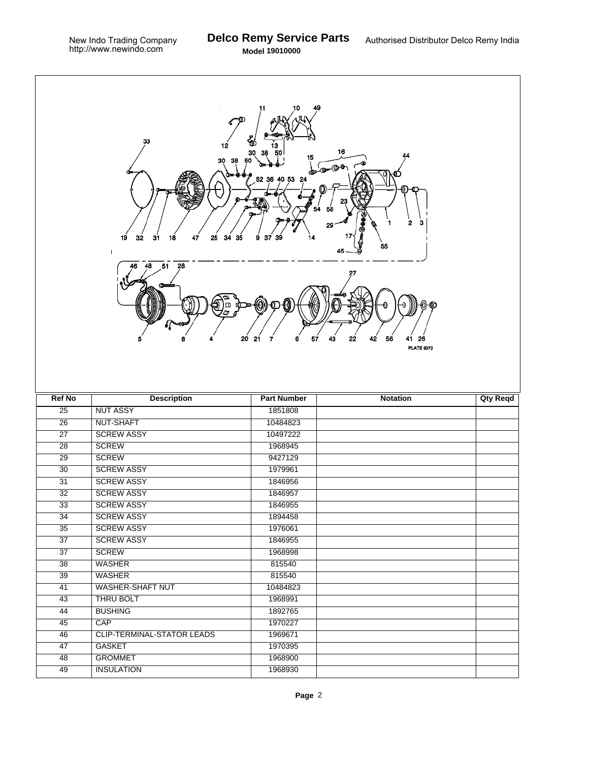| Ref No | Description | Part Number | Notation | Qty Reqd |
|---|---|---|---|---|
| 25 | NUT ASSY | 1851808 | | |
| 26 | NUT-SHAFT | 10484823 | | |
| 27 | SCREW ASSY | 10497222 | | |
| 28 | SCREW | 1968945 | | |
| 29 | SCREW | 9427129 | | |
| 30 | SCREW ASSY | 1979961 | | |
| 31 | SCREW ASSY | 1846956 | | |
| 32 | SCREW ASSY | 1846957 | | |
| 33 | SCREW ASSY | 1846955 | | |
| 34 | SCREW ASSY | 1894458 | | |
| 35 | SCREW ASSY | 1976061 | | |
| 37 | SCREW ASSY | 1846955 | | |
| 37 | SCREW | 1968998 | | |
| 38 | WASHER | 815540 | | |
| 39 | WASHER | 815540 | | |
| 41 | WASHER-SHAFT NUT | 10484823 | | |
| 43 | THRU BOLT | 1968991 | | |
| 44 | BUSHING | 1892765 | | |
| 45 | CAP | 1970227 | | |
| 46 | CLIP-TERMINAL-STATOR LEADS | 1969671 | | |
| 47 | GASKET | 1970395 | | |
| 48 | GROMMET | 1968900 | | |
| 49 | INSULATION | 1968930 | | |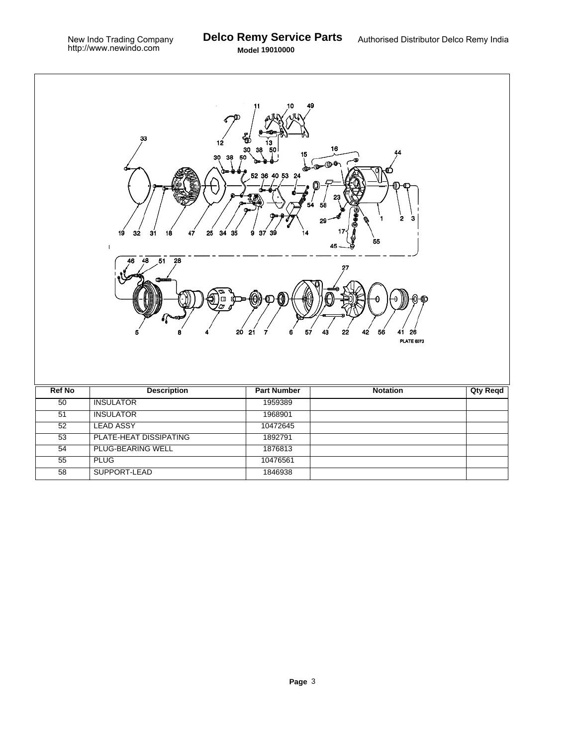| Ref No | Description | Part Number | Notation | Qty Reqd |
| --- | --- | --- | --- | --- |
| 50 | INSULATOR | 1959389 | | |
| 51 | INSULATOR | 1968901 | | |
| 52 | LEAD ASSY | 10472645 | | |
| 53 | PLATE-HEAT DISSIPATING | 1892791 | | |
| 54 | PLUG-BEARING WELL | 1876813 | | |
| 55 | PLUG | 10476561 | | |
| 58 | SUPPORT-LEAD | 1846938 | | |